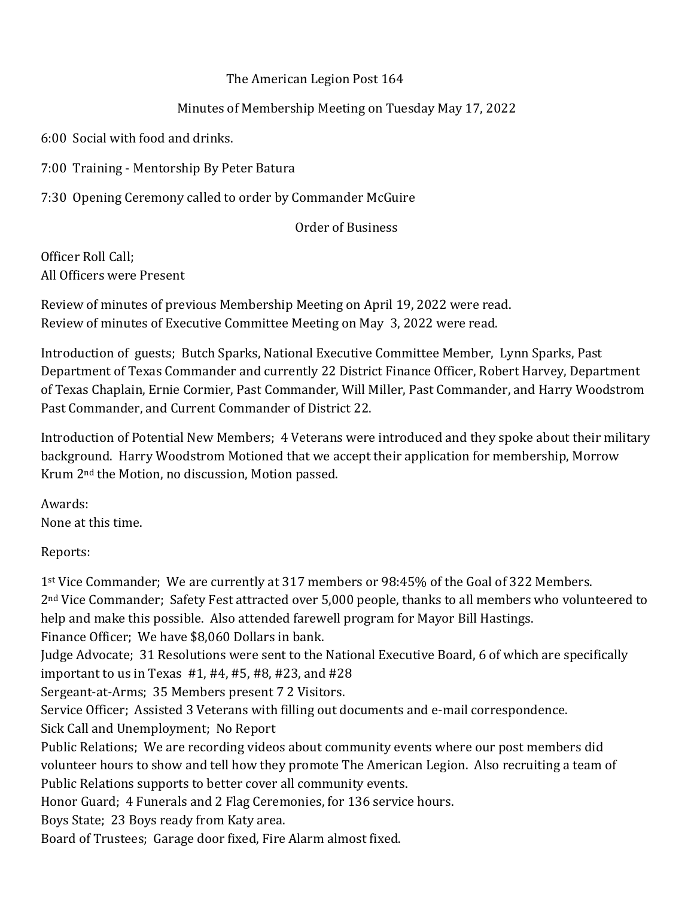The American Legion Post 164

Minutes of Membership Meeting on Tuesday May 17, 2022

6:00 Social with food and drinks.

7:00 Training - Mentorship By Peter Batura

7:30 Opening Ceremony called to order by Commander McGuire

Order of Business

Officer Roll Call;
All Officers were Present

Review of minutes of previous Membership Meeting on April 19, 2022 were read.
Review of minutes of Executive Committee Meeting on May 3, 2022 were read.

Introduction of guests; Butch Sparks, National Executive Committee Member, Lynn Sparks, Past Department of Texas Commander and currently 22 District Finance Officer, Robert Harvey, Department of Texas Chaplain, Ernie Cormier, Past Commander, Will Miller, Past Commander, and Harry Woodstrom Past Commander, and Current Commander of District 22.

Introduction of Potential New Members; 4 Veterans were introduced and they spoke about their military background. Harry Woodstrom Motioned that we accept their application for membership, Morrow Krum 2nd the Motion, no discussion, Motion passed.

Awards:
None at this time.

Reports:

1st Vice Commander; We are currently at 317 members or 98:45% of the Goal of 322 Members.
2nd Vice Commander; Safety Fest attracted over 5,000 people, thanks to all members who volunteered to help and make this possible. Also attended farewell program for Mayor Bill Hastings.
Finance Officer; We have $8,060 Dollars in bank.
Judge Advocate; 31 Resolutions were sent to the National Executive Board, 6 of which are specifically important to us in Texas #1, #4, #5, #8, #23, and #28
Sergeant-at-Arms; 35 Members present 7 2 Visitors.
Service Officer; Assisted 3 Veterans with filling out documents and e-mail correspondence.
Sick Call and Unemployment; No Report
Public Relations; We are recording videos about community events where our post members did volunteer hours to show and tell how they promote The American Legion. Also recruiting a team of Public Relations supports to better cover all community events.
Honor Guard; 4 Funerals and 2 Flag Ceremonies, for 136 service hours.
Boys State; 23 Boys ready from Katy area.
Board of Trustees; Garage door fixed, Fire Alarm almost fixed.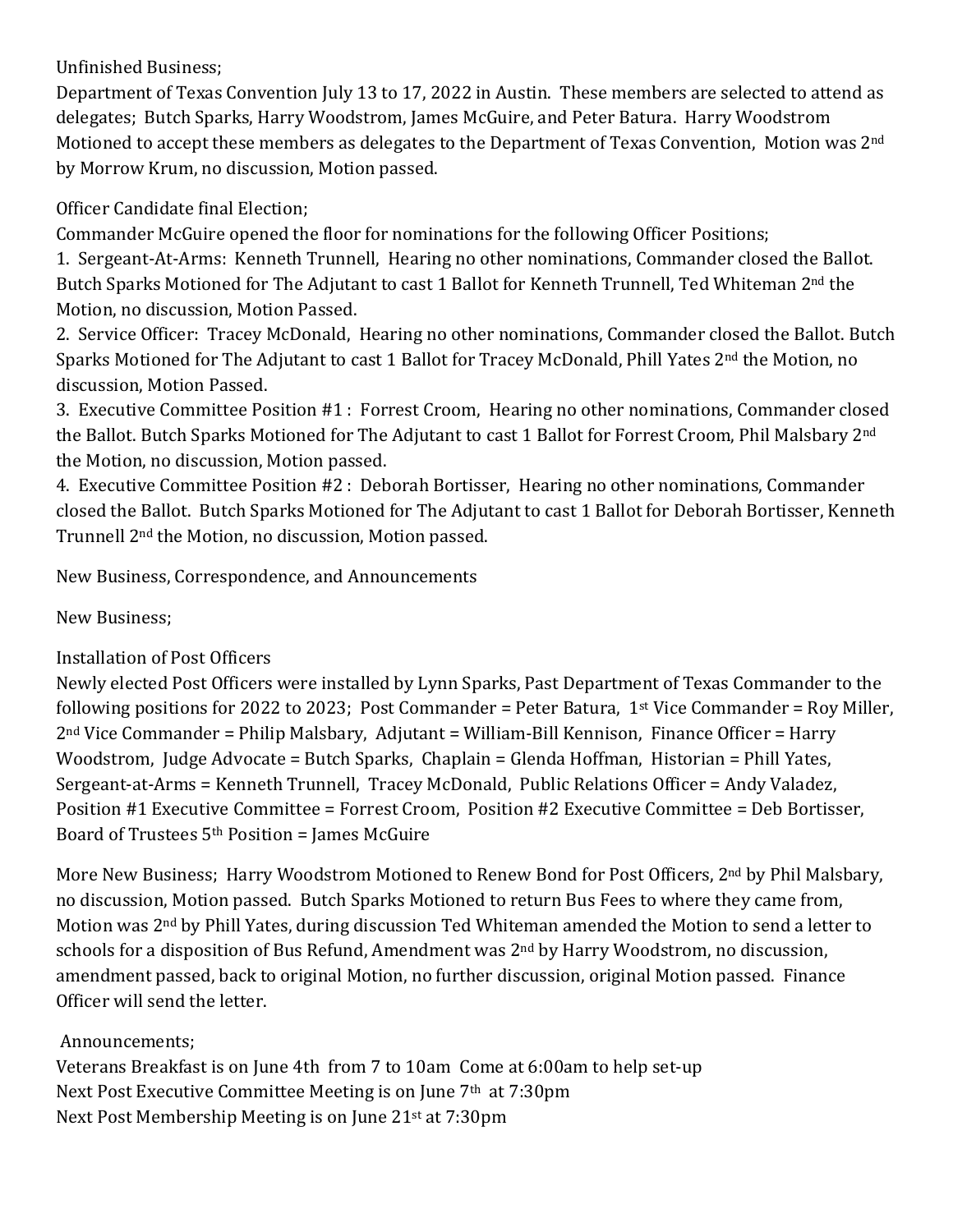Unfinished Business;

Department of Texas Convention July 13 to 17, 2022 in Austin. These members are selected to attend as delegates; Butch Sparks, Harry Woodstrom, James McGuire, and Peter Batura. Harry Woodstrom Motioned to accept these members as delegates to the Department of Texas Convention, Motion was 2nd by Morrow Krum, no discussion, Motion passed.

Officer Candidate final Election;

Commander McGuire opened the floor for nominations for the following Officer Positions;

1. Sergeant-At-Arms: Kenneth Trunnell, Hearing no other nominations, Commander closed the Ballot. Butch Sparks Motioned for The Adjutant to cast 1 Ballot for Kenneth Trunnell, Ted Whiteman 2nd the Motion, no discussion, Motion Passed.
2. Service Officer: Tracey McDonald, Hearing no other nominations, Commander closed the Ballot. Butch Sparks Motioned for The Adjutant to cast 1 Ballot for Tracey McDonald, Phill Yates 2nd the Motion, no discussion, Motion Passed.
3. Executive Committee Position #1 : Forrest Croom, Hearing no other nominations, Commander closed the Ballot. Butch Sparks Motioned for The Adjutant to cast 1 Ballot for Forrest Croom, Phil Malsbary 2nd the Motion, no discussion, Motion passed.
4. Executive Committee Position #2 : Deborah Bortisser, Hearing no other nominations, Commander closed the Ballot. Butch Sparks Motioned for The Adjutant to cast 1 Ballot for Deborah Bortisser, Kenneth Trunnell 2nd the Motion, no discussion, Motion passed.

New Business, Correspondence, and Announcements

New Business;

Installation of Post Officers

Newly elected Post Officers were installed by Lynn Sparks, Past Department of Texas Commander to the following positions for 2022 to 2023; Post Commander = Peter Batura, 1st Vice Commander = Roy Miller, 2nd Vice Commander = Philip Malsbary, Adjutant = William-Bill Kennison, Finance Officer = Harry Woodstrom, Judge Advocate = Butch Sparks, Chaplain = Glenda Hoffman, Historian = Phill Yates, Sergeant-at-Arms = Kenneth Trunnell, Tracey McDonald, Public Relations Officer = Andy Valadez, Position #1 Executive Committee = Forrest Croom, Position #2 Executive Committee = Deb Bortisser, Board of Trustees 5th Position = James McGuire

More New Business; Harry Woodstrom Motioned to Renew Bond for Post Officers, 2nd by Phil Malsbary, no discussion, Motion passed. Butch Sparks Motioned to return Bus Fees to where they came from, Motion was 2nd by Phill Yates, during discussion Ted Whiteman amended the Motion to send a letter to schools for a disposition of Bus Refund, Amendment was 2nd by Harry Woodstrom, no discussion, amendment passed, back to original Motion, no further discussion, original Motion passed. Finance Officer will send the letter.

Announcements;

Veterans Breakfast is on June 4th from 7 to 10am Come at 6:00am to help set-up
Next Post Executive Committee Meeting is on June 7th at 7:30pm
Next Post Membership Meeting is on June 21st at 7:30pm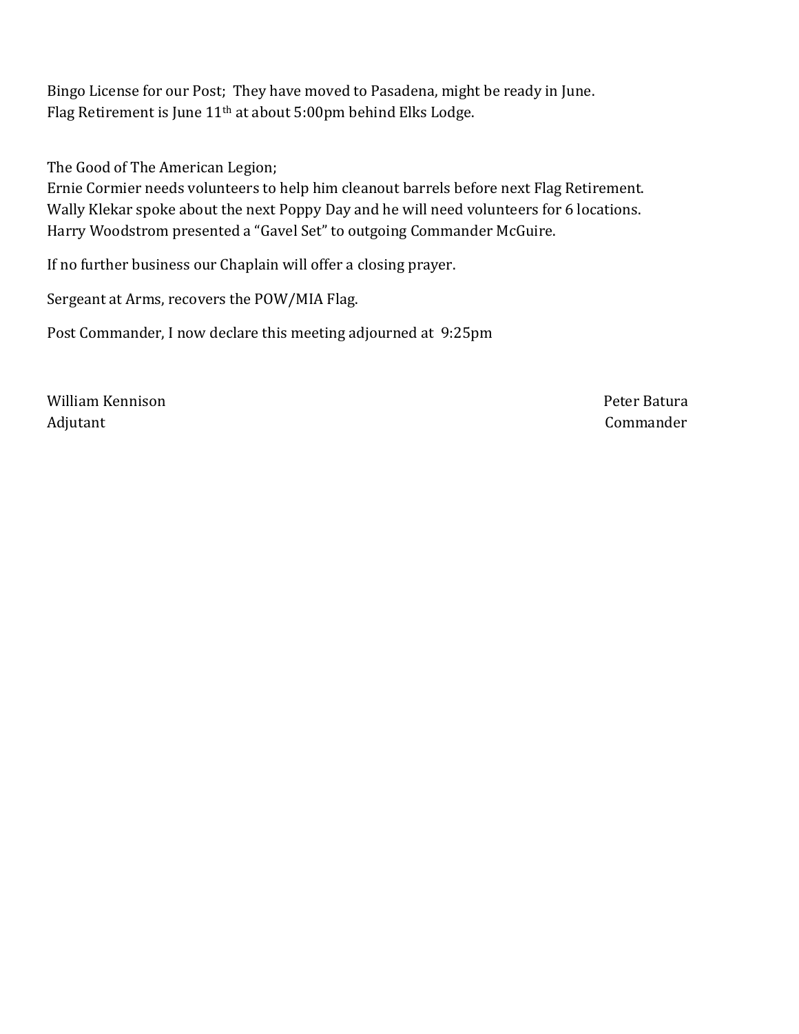Bingo License for our Post; They have moved to Pasadena, might be ready in June.
Flag Retirement is June 11th at about 5:00pm behind Elks Lodge.

The Good of The American Legion;
Ernie Cormier needs volunteers to help him cleanout barrels before next Flag Retirement.
Wally Klekar spoke about the next Poppy Day and he will need volunteers for 6 locations.
Harry Woodstrom presented a "Gavel Set" to outgoing Commander McGuire.

If no further business our Chaplain will offer a closing prayer.

Sergeant at Arms, recovers the POW/MIA Flag.

Post Commander, I now declare this meeting adjourned at 9:25pm

William Kennison
Adjutant

Peter Batura
Commander